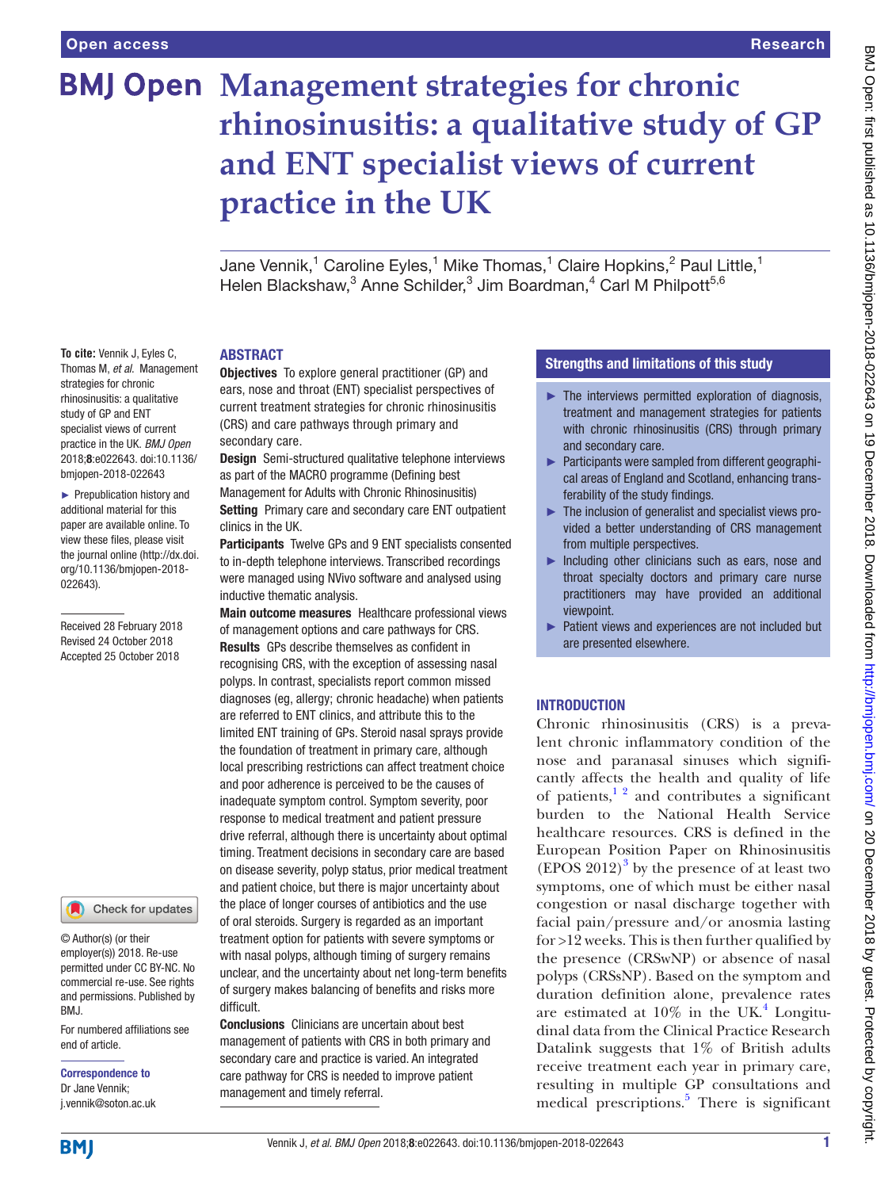# Management strategies for chronic rhinosinusitis: a qualitative study of GP and ENT specialist views of current practice in the UK

Jane Vennik,[1] Caroline Eyles,[1] Mike Thomas,[1] Claire Hopkins,[2] Paul Little,[1] Helen Blackshaw,[3] Anne Schilder,[3] Jim Boardman,[4] Carl M Philpott[5,6]

**To cite:** Vennik J, Eyles C, Thomas M, *et al*. Management strategies for chronic rhinosinusitis: a qualitative study of GP and ENT specialist views of current practice in the UK. *BMJ Open* 2018;**8**:e022643. doi:10.1136/bmjopen-2018-022643

► Prepublication history and additional material for this paper are available online. To view these files, please visit the journal online (http://dx.doi.org/10.1136/bmjopen-2018-022643).

Received 28 February 2018
Revised 24 October 2018
Accepted 25 October 2018

© Author(s) (or their employer(s)) 2018. Re-use permitted under CC BY-NC. No commercial re-use. See rights and permissions. Published by BMJ.

For numbered affiliations see end of article.

**Correspondence to**
Dr Jane Vennik;
j.vennik@soton.ac.uk

## ABSTRACT

**Objectives** To explore general practitioner (GP) and ears, nose and throat (ENT) specialist perspectives of current treatment strategies for chronic rhinosinusitis (CRS) and care pathways through primary and secondary care.

**Design** Semi-structured qualitative telephone interviews as part of the MACRO programme (Defining best Management for Adults with Chronic Rhinosinusitis)

**Setting** Primary care and secondary care ENT outpatient clinics in the UK.

**Participants** Twelve GPs and 9 ENT specialists consented to in-depth telephone interviews. Transcribed recordings were managed using NVivo software and analysed using inductive thematic analysis.

**Main outcome measures** Healthcare professional views of management options and care pathways for CRS.

**Results** GPs describe themselves as confident in recognising CRS, with the exception of assessing nasal polyps. In contrast, specialists report common missed diagnoses (eg, allergy; chronic headache) when patients are referred to ENT clinics, and attribute this to the limited ENT training of GPs. Steroid nasal sprays provide the foundation of treatment in primary care, although local prescribing restrictions can affect treatment choice and poor adherence is perceived to be the causes of inadequate symptom control. Symptom severity, poor response to medical treatment and patient pressure drive referral, although there is uncertainty about optimal timing. Treatment decisions in secondary care are based on disease severity, polyp status, prior medical treatment and patient choice, but there is major uncertainty about the place of longer courses of antibiotics and the use of oral steroids. Surgery is regarded as an important treatment option for patients with severe symptoms or with nasal polyps, although timing of surgery remains unclear, and the uncertainty about net long-term benefits of surgery makes balancing of benefits and risks more difficult.

**Conclusions** Clinicians are uncertain about best management of patients with CRS in both primary and secondary care and practice is varied. An integrated care pathway for CRS is needed to improve patient management and timely referral.

## Strengths and limitations of this study

- ► The interviews permitted exploration of diagnosis, treatment and management strategies for patients with chronic rhinosinusitis (CRS) through primary and secondary care.
- ► Participants were sampled from different geographical areas of England and Scotland, enhancing transferability of the study findings.
- ► The inclusion of generalist and specialist views provided a better understanding of CRS management from multiple perspectives.
- ► Including other clinicians such as ears, nose and throat specialty doctors and primary care nurse practitioners may have provided an additional viewpoint.
- ► Patient views and experiences are not included but are presented elsewhere.

## INTRODUCTION

Chronic rhinosinusitis (CRS) is a prevalent chronic inflammatory condition of the nose and paranasal sinuses which significantly affects the health and quality of life of patients,[1 2] and contributes a significant burden to the National Health Service healthcare resources. CRS is defined in the European Position Paper on Rhinosinusitis (EPOS 2012)[3] by the presence of at least two symptoms, one of which must be either nasal congestion or nasal discharge together with facial pain/pressure and/or anosmia lasting for >12 weeks. This is then further qualified by the presence (CRSwNP) or absence of nasal polyps (CRSsNP). Based on the symptom and duration definition alone, prevalence rates are estimated at 10% in the UK.[4] Longitudinal data from the Clinical Practice Research Datalink suggests that 1% of British adults receive treatment each year in primary care, resulting in multiple GP consultations and medical prescriptions.[5] There is significant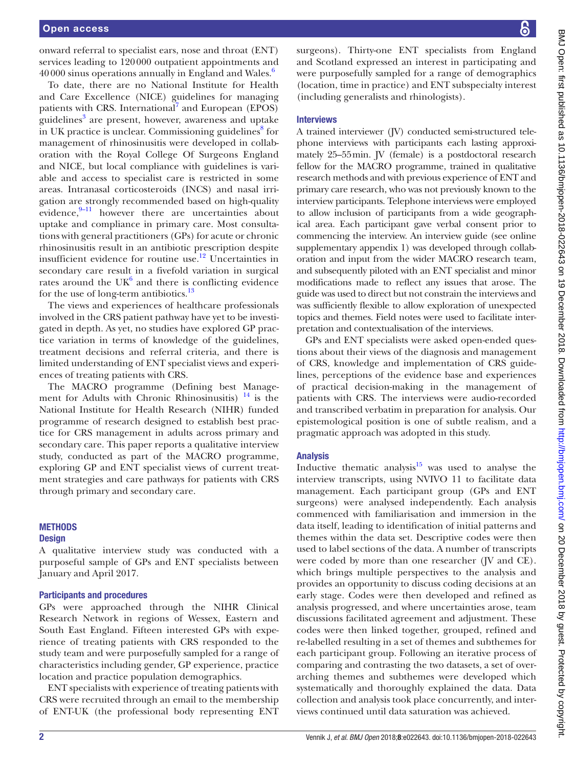onward referral to specialist ears, nose and throat (ENT) services leading to 120 000 outpatient appointments and 40 000 sinus operations annually in England and Wales.[6]

To date, there are no National Institute for Health and Care Excellence (NICE) guidelines for managing patients with CRS. International[7] and European (EPOS) guidelines[3] are present, however, awareness and uptake in UK practice is unclear. Commissioning guidelines[8] for management of rhinosinusitis were developed in collaboration with the Royal College Of Surgeons England and NICE, but local compliance with guidelines is variable and access to specialist care is restricted in some areas. Intranasal corticosteroids (INCS) and nasal irrigation are strongly recommended based on high-quality evidence,[9–11] however there are uncertainties about uptake and compliance in primary care. Most consultations with general practitioners (GPs) for acute or chronic rhinosinusitis result in an antibiotic prescription despite insufficient evidence for routine use.[12] Uncertainties in secondary care result in a fivefold variation in surgical rates around the UK[6] and there is conflicting evidence for the use of long-term antibiotics.[13]

The views and experiences of healthcare professionals involved in the CRS patient pathway have yet to be investigated in depth. As yet, no studies have explored GP practice variation in terms of knowledge of the guidelines, treatment decisions and referral criteria, and there is limited understanding of ENT specialist views and experiences of treating patients with CRS.

The MACRO programme (Defining best Management for Adults with Chronic Rhinosinusitis) [14] is the National Institute for Health Research (NIHR) funded programme of research designed to establish best practice for CRS management in adults across primary and secondary care. This paper reports a qualitative interview study, conducted as part of the MACRO programme, exploring GP and ENT specialist views of current treatment strategies and care pathways for patients with CRS through primary and secondary care.

## METHODS

### Design

A qualitative interview study was conducted with a purposeful sample of GPs and ENT specialists between January and April 2017.

### Participants and procedures

GPs were approached through the NIHR Clinical Research Network in regions of Wessex, Eastern and South East England. Fifteen interested GPs with experience of treating patients with CRS responded to the study team and were purposefully sampled for a range of characteristics including gender, GP experience, practice location and practice population demographics.

ENT specialists with experience of treating patients with CRS were recruited through an email to the membership of ENT-UK (the professional body representing ENT surgeons). Thirty-one ENT specialists from England and Scotland expressed an interest in participating and were purposefully sampled for a range of demographics (location, time in practice) and ENT subspecialty interest (including generalists and rhinologists).

### Interviews

A trained interviewer (JV) conducted semi-structured telephone interviews with participants each lasting approximately 25–55 min. JV (female) is a postdoctoral research fellow for the MACRO programme, trained in qualitative research methods and with previous experience of ENT and primary care research, who was not previously known to the interview participants. Telephone interviews were employed to allow inclusion of participants from a wide geographical area. Each participant gave verbal consent prior to commencing the interview. An interview guide (see online supplementary appendix 1) was developed through collaboration and input from the wider MACRO research team, and subsequently piloted with an ENT specialist and minor modifications made to reflect any issues that arose. The guide was used to direct but not constrain the interviews and was sufficiently flexible to allow exploration of unexpected topics and themes. Field notes were used to facilitate interpretation and contextualisation of the interviews.

GPs and ENT specialists were asked open-ended questions about their views of the diagnosis and management of CRS, knowledge and implementation of CRS guidelines, perceptions of the evidence base and experiences of practical decision-making in the management of patients with CRS. The interviews were audio-recorded and transcribed verbatim in preparation for analysis. Our epistemological position is one of subtle realism, and a pragmatic approach was adopted in this study.

### Analysis

Inductive thematic analysis[15] was used to analyse the interview transcripts, using NVIVO 11 to facilitate data management. Each participant group (GPs and ENT surgeons) were analysed independently. Each analysis commenced with familiarisation and immersion in the data itself, leading to identification of initial patterns and themes within the data set. Descriptive codes were then used to label sections of the data. A number of transcripts were coded by more than one researcher (JV and CE). which brings multiple perspectives to the analysis and provides an opportunity to discuss coding decisions at an early stage. Codes were then developed and refined as analysis progressed, and where uncertainties arose, team discussions facilitated agreement and adjustment. These codes were then linked together, grouped, refined and re-labelled resulting in a set of themes and subthemes for each participant group. Following an iterative process of comparing and contrasting the two datasets, a set of overarching themes and subthemes were developed which systematically and thoroughly explained the data. Data collection and analysis took place concurrently, and interviews continued until data saturation was achieved.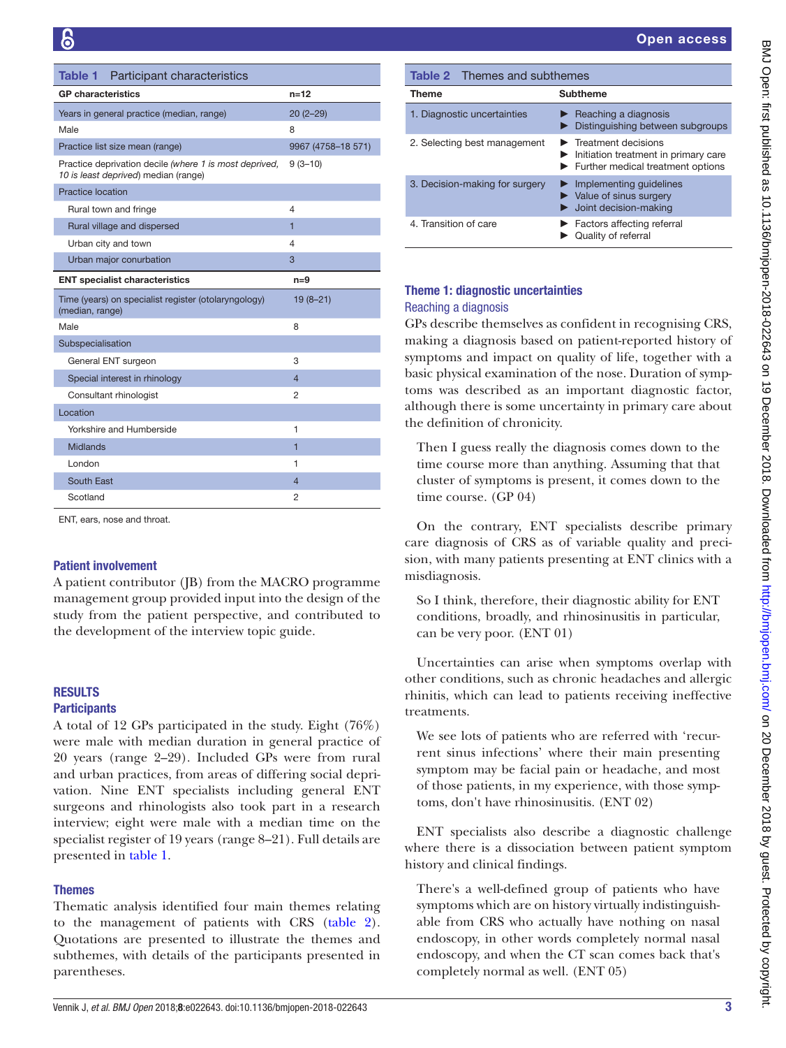**Table 1** Participant characteristics

| GP characteristics | n=12 |
|---|---|
| Years in general practice (median, range) | 20 (2–29) |
| Male | 8 |
| Practice list size mean (range) | 9967 (4758–18 571) |
| Practice deprivation decile *(where 1 is most deprived, 10 is least deprived)* median (range) | 9 (3–10) |
| Practice location | |
| Rural town and fringe | 4 |
| Rural village and dispersed | 1 |
| Urban city and town | 4 |
| Urban major conurbation | 3 |
| **ENT specialist characteristics** | **n=9** |
| Time (years) on specialist register (otolaryngology) (median, range) | 19 (8–21) |
| Male | 8 |
| Subspecialisation | |
| General ENT surgeon | 3 |
| Special interest in rhinology | 4 |
| Consultant rhinologist | 2 |
| Location | |
| Yorkshire and Humberside | 1 |
| Midlands | 1 |
| London | 1 |
| South East | 4 |
| Scotland | 2 |

ENT, ears, nose and throat.

### Patient involvement

A patient contributor (JB) from the MACRO programme management group provided input into the design of the study from the patient perspective, and contributed to the development of the interview topic guide.

## RESULTS

### Participants

A total of 12 GPs participated in the study. Eight (76%) were male with median duration in general practice of 20 years (range 2–29). Included GPs were from rural and urban practices, from areas of differing social deprivation. Nine ENT specialists including general ENT surgeons and rhinologists also took part in a research interview; eight were male with a median time on the specialist register of 19 years (range 8–21). Full details are presented in table 1.

### Themes

Thematic analysis identified four main themes relating to the management of patients with CRS (table 2). Quotations are presented to illustrate the themes and subthemes, with details of the participants presented in parentheses.

**Table 2** Themes and subthemes

| Theme | Subtheme |
|---|---|
| 1. Diagnostic uncertainties | ▶ Reaching a diagnosis<br>▶ Distinguishing between subgroups |
| 2. Selecting best management | ▶ Treatment decisions<br>▶ Initiation treatment in primary care<br>▶ Further medical treatment options |
| 3. Decision-making for surgery | ▶ Implementing guidelines<br>▶ Value of sinus surgery<br>▶ Joint decision-making |
| 4. Transition of care | ▶ Factors affecting referral<br>▶ Quality of referral |

### Theme 1: diagnostic uncertainties

#### Reaching a diagnosis

GPs describe themselves as confident in recognising CRS, making a diagnosis based on patient-reported history of symptoms and impact on quality of life, together with a basic physical examination of the nose. Duration of symptoms was described as an important diagnostic factor, although there is some uncertainty in primary care about the definition of chronicity.

> Then I guess really the diagnosis comes down to the time course more than anything. Assuming that that cluster of symptoms is present, it comes down to the time course. (GP 04)

On the contrary, ENT specialists describe primary care diagnosis of CRS as of variable quality and precision, with many patients presenting at ENT clinics with a misdiagnosis.

> So I think, therefore, their diagnostic ability for ENT conditions, broadly, and rhinosinusitis in particular, can be very poor. (ENT 01)

Uncertainties can arise when symptoms overlap with other conditions, such as chronic headaches and allergic rhinitis, which can lead to patients receiving ineffective treatments.

> We see lots of patients who are referred with 'recurrent sinus infections' where their main presenting symptom may be facial pain or headache, and most of those patients, in my experience, with those symptoms, don't have rhinosinusitis. (ENT 02)

ENT specialists also describe a diagnostic challenge where there is a dissociation between patient symptom history and clinical findings.

> There's a well-defined group of patients who have symptoms which are on history virtually indistinguishable from CRS who actually have nothing on nasal endoscopy, in other words completely normal nasal endoscopy, and when the CT scan comes back that's completely normal as well. (ENT 05)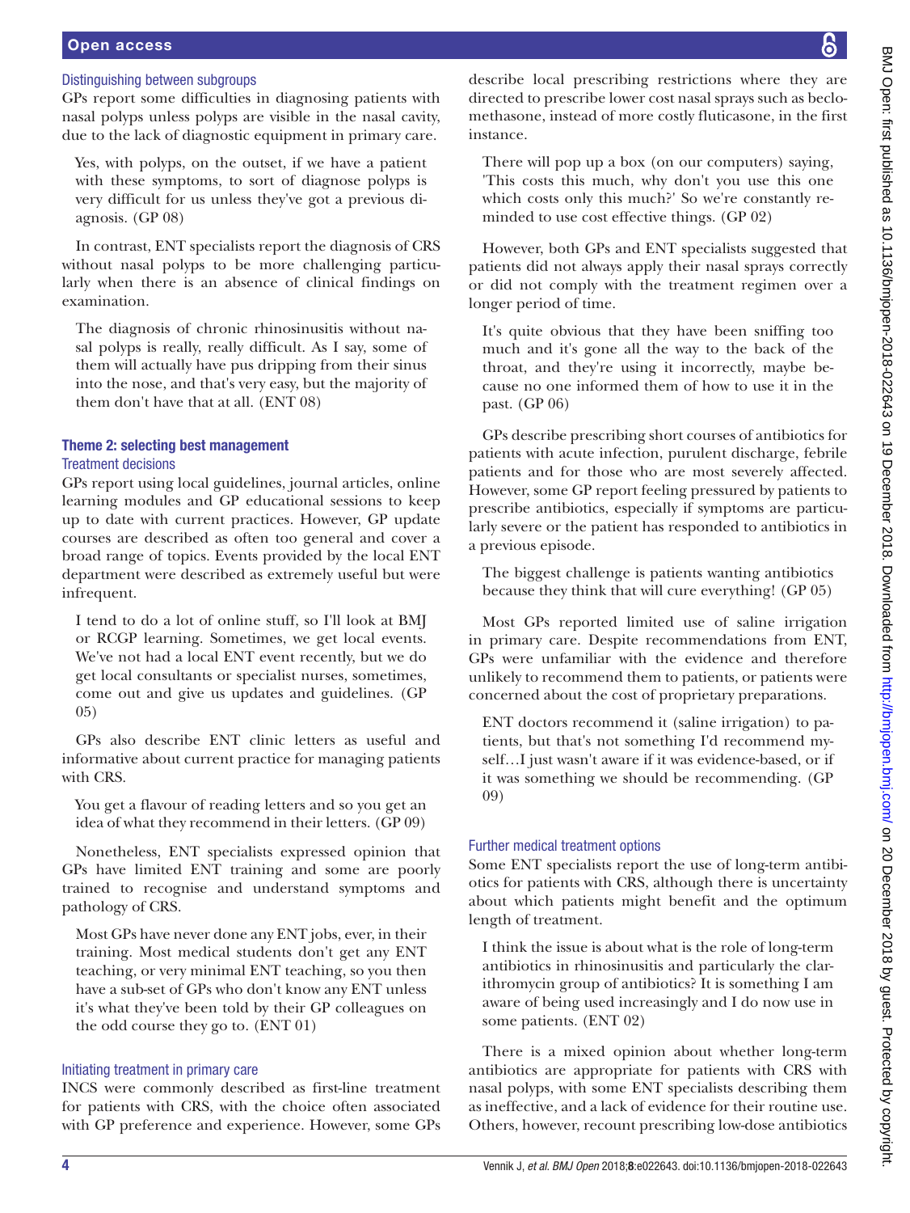### Distinguishing between subgroups

GPs report some difficulties in diagnosing patients with nasal polyps unless polyps are visible in the nasal cavity, due to the lack of diagnostic equipment in primary care.

> Yes, with polyps, on the outset, if we have a patient with these symptoms, to sort of diagnose polyps is very difficult for us unless they've got a previous diagnosis. (GP 08)

In contrast, ENT specialists report the diagnosis of CRS without nasal polyps to be more challenging particularly when there is an absence of clinical findings on examination.

> The diagnosis of chronic rhinosinusitis without nasal polyps is really, really difficult. As I say, some of them will actually have pus dripping from their sinus into the nose, and that's very easy, but the majority of them don't have that at all. (ENT 08)

## Theme 2: selecting best management

### Treatment decisions

GPs report using local guidelines, journal articles, online learning modules and GP educational sessions to keep up to date with current practices. However, GP update courses are described as often too general and cover a broad range of topics. Events provided by the local ENT department were described as extremely useful but were infrequent.

> I tend to do a lot of online stuff, so I'll look at BMJ or RCGP learning. Sometimes, we get local events. We've not had a local ENT event recently, but we do get local consultants or specialist nurses, sometimes, come out and give us updates and guidelines. (GP 05)

GPs also describe ENT clinic letters as useful and informative about current practice for managing patients with CRS.

> You get a flavour of reading letters and so you get an idea of what they recommend in their letters. (GP 09)

Nonetheless, ENT specialists expressed opinion that GPs have limited ENT training and some are poorly trained to recognise and understand symptoms and pathology of CRS.

> Most GPs have never done any ENT jobs, ever, in their training. Most medical students don't get any ENT teaching, or very minimal ENT teaching, so you then have a sub-set of GPs who don't know any ENT unless it's what they've been told by their GP colleagues on the odd course they go to. (ENT 01)

### Initiating treatment in primary care

INCS were commonly described as first-line treatment for patients with CRS, with the choice often associated with GP preference and experience. However, some GPs describe local prescribing restrictions where they are directed to prescribe lower cost nasal sprays such as beclomethasone, instead of more costly fluticasone, in the first instance.

> There will pop up a box (on our computers) saying, 'This costs this much, why don't you use this one which costs only this much?' So we're constantly reminded to use cost effective things. (GP 02)

However, both GPs and ENT specialists suggested that patients did not always apply their nasal sprays correctly or did not comply with the treatment regimen over a longer period of time.

> It's quite obvious that they have been sniffing too much and it's gone all the way to the back of the throat, and they're using it incorrectly, maybe because no one informed them of how to use it in the past. (GP 06)

GPs describe prescribing short courses of antibiotics for patients with acute infection, purulent discharge, febrile patients and for those who are most severely affected. However, some GP report feeling pressured by patients to prescribe antibiotics, especially if symptoms are particularly severe or the patient has responded to antibiotics in a previous episode.

> The biggest challenge is patients wanting antibiotics because they think that will cure everything! (GP 05)

Most GPs reported limited use of saline irrigation in primary care. Despite recommendations from ENT, GPs were unfamiliar with the evidence and therefore unlikely to recommend them to patients, or patients were concerned about the cost of proprietary preparations.

> ENT doctors recommend it (saline irrigation) to patients, but that's not something I'd recommend myself…I just wasn't aware if it was evidence-based, or if it was something we should be recommending. (GP 09)

### Further medical treatment options

Some ENT specialists report the use of long-term antibiotics for patients with CRS, although there is uncertainty about which patients might benefit and the optimum length of treatment.

> I think the issue is about what is the role of long-term antibiotics in rhinosinusitis and particularly the clarithromycin group of antibiotics? It is something I am aware of being used increasingly and I do now use in some patients. (ENT 02)

There is a mixed opinion about whether long-term antibiotics are appropriate for patients with CRS with nasal polyps, with some ENT specialists describing them as ineffective, and a lack of evidence for their routine use. Others, however, recount prescribing low-dose antibiotics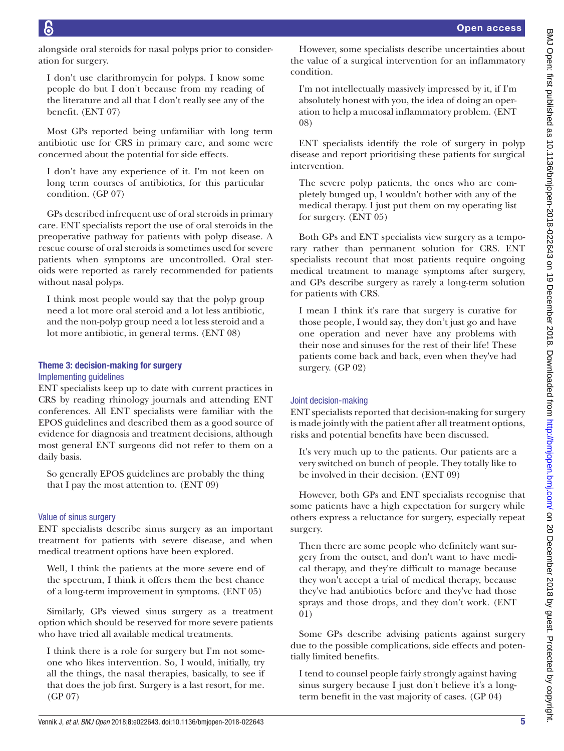alongside oral steroids for nasal polyps prior to consideration for surgery.

> I don't use clarithromycin for polyps. I know some people do but I don't because from my reading of the literature and all that I don't really see any of the benefit. (ENT 07)

Most GPs reported being unfamiliar with long term antibiotic use for CRS in primary care, and some were concerned about the potential for side effects.

> I don't have any experience of it. I'm not keen on long term courses of antibiotics, for this particular condition. (GP 07)

GPs described infrequent use of oral steroids in primary care. ENT specialists report the use of oral steroids in the preoperative pathway for patients with polyp disease. A rescue course of oral steroids is sometimes used for severe patients when symptoms are uncontrolled. Oral steroids were reported as rarely recommended for patients without nasal polyps.

> I think most people would say that the polyp group need a lot more oral steroid and a lot less antibiotic, and the non-polyp group need a lot less steroid and a lot more antibiotic, in general terms. (ENT 08)

### Theme 3: decision-making for surgery

#### Implementing guidelines

ENT specialists keep up to date with current practices in CRS by reading rhinology journals and attending ENT conferences. All ENT specialists were familiar with the EPOS guidelines and described them as a good source of evidence for diagnosis and treatment decisions, although most general ENT surgeons did not refer to them on a daily basis.

> So generally EPOS guidelines are probably the thing that I pay the most attention to. (ENT 09)

#### Value of sinus surgery

ENT specialists describe sinus surgery as an important treatment for patients with severe disease, and when medical treatment options have been explored.

> Well, I think the patients at the more severe end of the spectrum, I think it offers them the best chance of a long-term improvement in symptoms. (ENT 05)

Similarly, GPs viewed sinus surgery as a treatment option which should be reserved for more severe patients who have tried all available medical treatments.

> I think there is a role for surgery but I'm not someone who likes intervention. So, I would, initially, try all the things, the nasal therapies, basically, to see if that does the job first. Surgery is a last resort, for me. (GP 07)

However, some specialists describe uncertainties about the value of a surgical intervention for an inflammatory condition.

> I'm not intellectually massively impressed by it, if I'm absolutely honest with you, the idea of doing an operation to help a mucosal inflammatory problem. (ENT 08)

ENT specialists identify the role of surgery in polyp disease and report prioritising these patients for surgical intervention.

> The severe polyp patients, the ones who are completely bunged up, I wouldn't bother with any of the medical therapy. I just put them on my operating list for surgery. (ENT 05)

Both GPs and ENT specialists view surgery as a temporary rather than permanent solution for CRS. ENT specialists recount that most patients require ongoing medical treatment to manage symptoms after surgery, and GPs describe surgery as rarely a long-term solution for patients with CRS.

> I mean I think it's rare that surgery is curative for those people, I would say, they don't just go and have one operation and never have any problems with their nose and sinuses for the rest of their life! These patients come back and back, even when they've had surgery. (GP 02)

#### Joint decision-making

ENT specialists reported that decision-making for surgery is made jointly with the patient after all treatment options, risks and potential benefits have been discussed.

> It's very much up to the patients. Our patients are a very switched on bunch of people. They totally like to be involved in their decision. (ENT 09)

However, both GPs and ENT specialists recognise that some patients have a high expectation for surgery while others express a reluctance for surgery, especially repeat surgery.

> Then there are some people who definitely want surgery from the outset, and don't want to have medical therapy, and they're difficult to manage because they won't accept a trial of medical therapy, because they've had antibiotics before and they've had those sprays and those drops, and they don't work. (ENT 01)

Some GPs describe advising patients against surgery due to the possible complications, side effects and potentially limited benefits.

> I tend to counsel people fairly strongly against having sinus surgery because I just don't believe it's a long-term benefit in the vast majority of cases. (GP 04)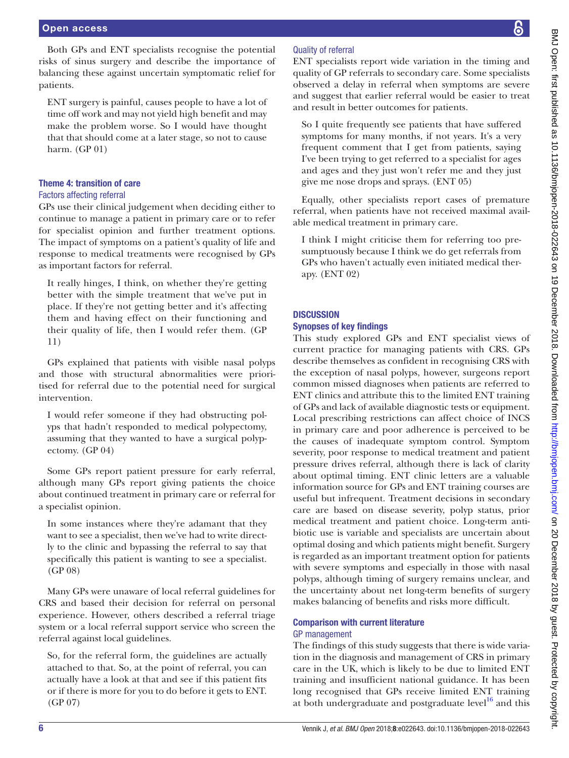Both GPs and ENT specialists recognise the potential risks of sinus surgery and describe the importance of balancing these against uncertain symptomatic relief for patients.

> ENT surgery is painful, causes people to have a lot of time off work and may not yield high benefit and may make the problem worse. So I would have thought that that should come at a later stage, so not to cause harm. (GP 01)

### Theme 4: transition of care

#### Factors affecting referral

GPs use their clinical judgement when deciding either to continue to manage a patient in primary care or to refer for specialist opinion and further treatment options. The impact of symptoms on a patient's quality of life and response to medical treatments were recognised by GPs as important factors for referral.

> It really hinges, I think, on whether they're getting better with the simple treatment that we've put in place. If they're not getting better and it's affecting them and having effect on their functioning and their quality of life, then I would refer them. (GP 11)

GPs explained that patients with visible nasal polyps and those with structural abnormalities were prioritised for referral due to the potential need for surgical intervention.

> I would refer someone if they had obstructing polyps that hadn't responded to medical polypectomy, assuming that they wanted to have a surgical polypectomy. (GP 04)

Some GPs report patient pressure for early referral, although many GPs report giving patients the choice about continued treatment in primary care or referral for a specialist opinion.

> In some instances where they're adamant that they want to see a specialist, then we've had to write directly to the clinic and bypassing the referral to say that specifically this patient is wanting to see a specialist. (GP 08)

Many GPs were unaware of local referral guidelines for CRS and based their decision for referral on personal experience. However, others described a referral triage system or a local referral support service who screen the referral against local guidelines.

> So, for the referral form, the guidelines are actually attached to that. So, at the point of referral, you can actually have a look at that and see if this patient fits or if there is more for you to do before it gets to ENT. (GP 07)

#### Quality of referral

ENT specialists report wide variation in the timing and quality of GP referrals to secondary care. Some specialists observed a delay in referral when symptoms are severe and suggest that earlier referral would be easier to treat and result in better outcomes for patients.

> So I quite frequently see patients that have suffered symptoms for many months, if not years. It's a very frequent comment that I get from patients, saying I've been trying to get referred to a specialist for ages and ages and they just won't refer me and they just give me nose drops and sprays. (ENT 05)

Equally, other specialists report cases of premature referral, when patients have not received maximal available medical treatment in primary care.

> I think I might criticise them for referring too presumptuously because I think we do get referrals from GPs who haven't actually even initiated medical therapy. (ENT 02)

## DISCUSSION

### Synopses of key findings

This study explored GPs and ENT specialist views of current practice for managing patients with CRS. GPs describe themselves as confident in recognising CRS with the exception of nasal polyps, however, surgeons report common missed diagnoses when patients are referred to ENT clinics and attribute this to the limited ENT training of GPs and lack of available diagnostic tests or equipment. Local prescribing restrictions can affect choice of INCS in primary care and poor adherence is perceived to be the causes of inadequate symptom control. Symptom severity, poor response to medical treatment and patient pressure drives referral, although there is lack of clarity about optimal timing. ENT clinic letters are a valuable information source for GPs and ENT training courses are useful but infrequent. Treatment decisions in secondary care are based on disease severity, polyp status, prior medical treatment and patient choice. Long-term antibiotic use is variable and specialists are uncertain about optimal dosing and which patients might benefit. Surgery is regarded as an important treatment option for patients with severe symptoms and especially in those with nasal polyps, although timing of surgery remains unclear, and the uncertainty about net long-term benefits of surgery makes balancing of benefits and risks more difficult.

### Comparison with current literature

#### GP management

The findings of this study suggests that there is wide variation in the diagnosis and management of CRS in primary care in the UK, which is likely to be due to limited ENT training and insufficient national guidance. It has been long recognised that GPs receive limited ENT training at both undergraduate and postgraduate level[16] and this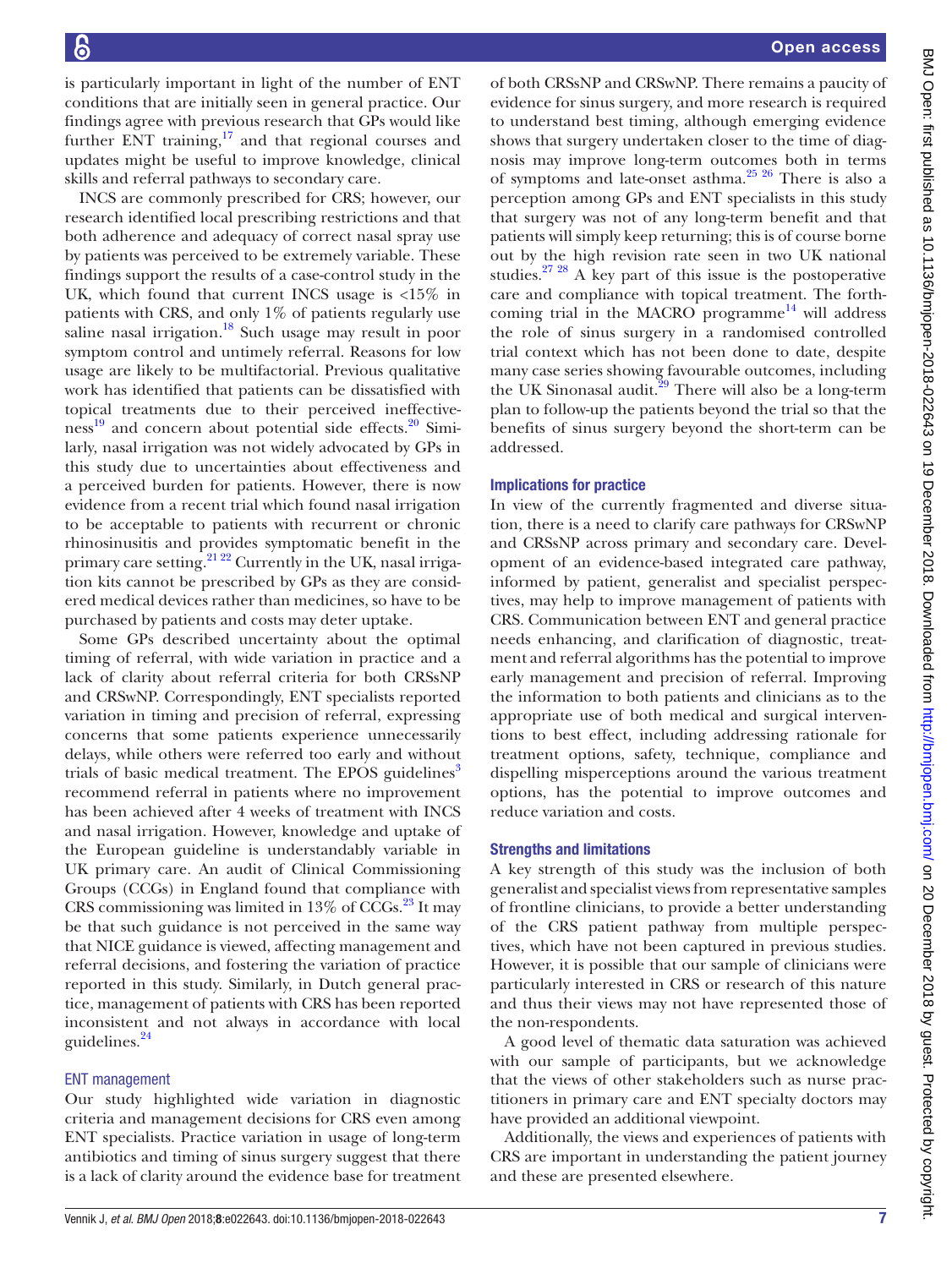is particularly important in light of the number of ENT conditions that are initially seen in general practice. Our findings agree with previous research that GPs would like further ENT training,[17] and that regional courses and updates might be useful to improve knowledge, clinical skills and referral pathways to secondary care.

INCS are commonly prescribed for CRS; however, our research identified local prescribing restrictions and that both adherence and adequacy of correct nasal spray use by patients was perceived to be extremely variable. These findings support the results of a case-control study in the UK, which found that current INCS usage is <15% in patients with CRS, and only 1% of patients regularly use saline nasal irrigation.[18] Such usage may result in poor symptom control and untimely referral. Reasons for low usage are likely to be multifactorial. Previous qualitative work has identified that patients can be dissatisfied with topical treatments due to their perceived ineffectiveness[19] and concern about potential side effects.[20] Similarly, nasal irrigation was not widely advocated by GPs in this study due to uncertainties about effectiveness and a perceived burden for patients. However, there is now evidence from a recent trial which found nasal irrigation to be acceptable to patients with recurrent or chronic rhinosinusitis and provides symptomatic benefit in the primary care setting.[21,22] Currently in the UK, nasal irrigation kits cannot be prescribed by GPs as they are considered medical devices rather than medicines, so have to be purchased by patients and costs may deter uptake.

Some GPs described uncertainty about the optimal timing of referral, with wide variation in practice and a lack of clarity about referral criteria for both CRSsNP and CRSwNP. Correspondingly, ENT specialists reported variation in timing and precision of referral, expressing concerns that some patients experience unnecessarily delays, while others were referred too early and without trials of basic medical treatment. The EPOS guidelines[3] recommend referral in patients where no improvement has been achieved after 4 weeks of treatment with INCS and nasal irrigation. However, knowledge and uptake of the European guideline is understandably variable in UK primary care. An audit of Clinical Commissioning Groups (CCGs) in England found that compliance with CRS commissioning was limited in 13% of CCGs.[23] It may be that such guidance is not perceived in the same way that NICE guidance is viewed, affecting management and referral decisions, and fostering the variation of practice reported in this study. Similarly, in Dutch general practice, management of patients with CRS has been reported inconsistent and not always in accordance with local guidelines.[24]

### ENT management

Our study highlighted wide variation in diagnostic criteria and management decisions for CRS even among ENT specialists. Practice variation in usage of long-term antibiotics and timing of sinus surgery suggest that there is a lack of clarity around the evidence base for treatment of both CRSsNP and CRSwNP. There remains a paucity of evidence for sinus surgery, and more research is required to understand best timing, although emerging evidence shows that surgery undertaken closer to the time of diagnosis may improve long-term outcomes both in terms of symptoms and late-onset asthma.[25,26] There is also a perception among GPs and ENT specialists in this study that surgery was not of any long-term benefit and that patients will simply keep returning; this is of course borne out by the high revision rate seen in two UK national studies.[27,28] A key part of this issue is the postoperative care and compliance with topical treatment. The forthcoming trial in the MACRO programme[14] will address the role of sinus surgery in a randomised controlled trial context which has not been done to date, despite many case series showing favourable outcomes, including the UK Sinonasal audit.[29] There will also be a long-term plan to follow-up the patients beyond the trial so that the benefits of sinus surgery beyond the short-term can be addressed.

## Implications for practice

In view of the currently fragmented and diverse situation, there is a need to clarify care pathways for CRSwNP and CRSsNP across primary and secondary care. Development of an evidence-based integrated care pathway, informed by patient, generalist and specialist perspectives, may help to improve management of patients with CRS. Communication between ENT and general practice needs enhancing, and clarification of diagnostic, treatment and referral algorithms has the potential to improve early management and precision of referral. Improving the information to both patients and clinicians as to the appropriate use of both medical and surgical interventions to best effect, including addressing rationale for treatment options, safety, technique, compliance and dispelling misperceptions around the various treatment options, has the potential to improve outcomes and reduce variation and costs.

## Strengths and limitations

A key strength of this study was the inclusion of both generalist and specialist views from representative samples of frontline clinicians, to provide a better understanding of the CRS patient pathway from multiple perspectives, which have not been captured in previous studies. However, it is possible that our sample of clinicians were particularly interested in CRS or research of this nature and thus their views may not have represented those of the non-respondents.

A good level of thematic data saturation was achieved with our sample of participants, but we acknowledge that the views of other stakeholders such as nurse practitioners in primary care and ENT specialty doctors may have provided an additional viewpoint.

Additionally, the views and experiences of patients with CRS are important in understanding the patient journey and these are presented elsewhere.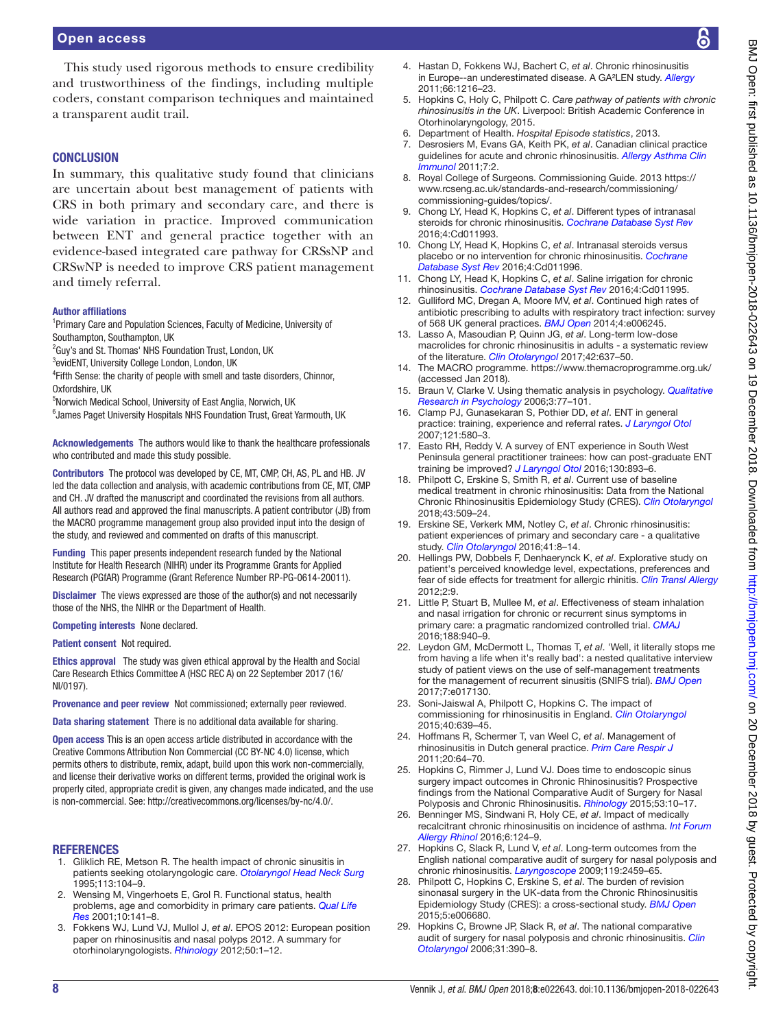This study used rigorous methods to ensure credibility and trustworthiness of the findings, including multiple coders, constant comparison techniques and maintained a transparent audit trail.

## Conclusion

In summary, this qualitative study found that clinicians are uncertain about best management of patients with CRS in both primary and secondary care, and there is wide variation in practice. Improved communication between ENT and general practice together with an evidence-based integrated care pathway for CRSsNP and CRSwNP is needed to improve CRS patient management and timely referral.

#### Author affiliations

[1]Primary Care and Population Sciences, Faculty of Medicine, University of Southampton, Southampton, UK
[2]Guy's and St. Thomas' NHS Foundation Trust, London, UK
[3]evidENT, University College London, London, UK
[4]Fifth Sense: the charity of people with smell and taste disorders, Chinnor, Oxfordshire, UK
[5]Norwich Medical School, University of East Anglia, Norwich, UK
[6]James Paget University Hospitals NHS Foundation Trust, Great Yarmouth, UK

**Acknowledgements** The authors would like to thank the healthcare professionals who contributed and made this study possible.

**Contributors** The protocol was developed by CE, MT, CMP, CH, AS, PL and HB. JV led the data collection and analysis, with academic contributions from CE, MT, CMP and CH. JV drafted the manuscript and coordinated the revisions from all authors. All authors read and approved the final manuscripts. A patient contributor (JB) from the MACRO programme management group also provided input into the design of the study, and reviewed and commented on drafts of this manuscript.

**Funding** This paper presents independent research funded by the National Institute for Health Research (NIHR) under its Programme Grants for Applied Research (PGfAR) Programme (Grant Reference Number RP-PG-0614-20011).

**Disclaimer** The views expressed are those of the author(s) and not necessarily those of the NHS, the NIHR or the Department of Health.

**Competing interests** None declared.

**Patient consent** Not required.

**Ethics approval** The study was given ethical approval by the Health and Social Care Research Ethics Committee A (HSC REC A) on 22 September 2017 (16/NI/0197).

**Provenance and peer review** Not commissioned; externally peer reviewed.

**Data sharing statement** There is no additional data available for sharing.

**Open access** This is an open access article distributed in accordance with the Creative Commons Attribution Non Commercial (CC BY-NC 4.0) license, which permits others to distribute, remix, adapt, build upon this work non-commercially, and license their derivative works on different terms, provided the original work is properly cited, appropriate credit is given, any changes made indicated, and the use is non-commercial. See: http://creativecommons.org/licenses/by-nc/4.0/.

## References

1. Gliklich RE, Metson R. The health impact of chronic sinusitis in patients seeking otolaryngologic care. *Otolaryngol Head Neck Surg* 1995;113:104–9.
2. Wensing M, Vingerhoets E, Grol R. Functional status, health problems, age and comorbidity in primary care patients. *Qual Life Res* 2001;10:141–8.
3. Fokkens WJ, Lund VJ, Mullol J, *et al*. EPOS 2012: European position paper on rhinosinusitis and nasal polyps 2012. A summary for otorhinolaryngologists. *Rhinology* 2012;50:1–12.
4. Hastan D, Fokkens WJ, Bachert C, *et al*. Chronic rhinosinusitis in Europe--an underestimated disease. A GA²LEN study. *Allergy* 2011;66:1216–23.
5. Hopkins C, Holy C, Philpott C. *Care pathway of patients with chronic rhinosinusitis in the UK*. Liverpool: British Academic Conference in Otorhinolaryngology, 2015.
6. Department of Health. *Hospital Episode statistics*, 2013.
7. Desrosiers M, Evans GA, Keith PK, *et al*. Canadian clinical practice guidelines for acute and chronic rhinosinusitis. *Allergy Asthma Clin Immunol* 2011;7:2.
8. Royal College of Surgeons. Commissioning Guide. 2013 https://www.rcseng.ac.uk/standards-and-research/commissioning/commissioning-guides/topics/.
9. Chong LY, Head K, Hopkins C, *et al*. Different types of intranasal steroids for chronic rhinosinusitis. *Cochrane Database Syst Rev* 2016;4:Cd011993.
10. Chong LY, Head K, Hopkins C, *et al*. Intranasal steroids versus placebo or no intervention for chronic rhinosinusitis. *Cochrane Database Syst Rev* 2016;4:Cd011996.
11. Chong LY, Head K, Hopkins C, *et al*. Saline irrigation for chronic rhinosinusitis. *Cochrane Database Syst Rev* 2016;4:Cd011995.
12. Gulliford MC, Dregan A, Moore MV, *et al*. Continued high rates of antibiotic prescribing to adults with respiratory tract infection: survey of 568 UK general practices. *BMJ Open* 2014;4:e006245.
13. Lasso A, Masoudian P, Quinn JG, *et al*. Long-term low-dose macrolides for chronic rhinosinusitis in adults - a systematic review of the literature. *Clin Otolaryngol* 2017;42:637–50.
14. The MACRO programme. https://www.themacroprogramme.org.uk/ (accessed Jan 2018).
15. Braun V, Clarke V. Using thematic analysis in psychology. *Qualitative Research in Psychology* 2006;3:77–101.
16. Clamp PJ, Gunasekaran S, Pothier DD, *et al*. ENT in general practice: training, experience and referral rates. *J Laryngol Otol* 2007;121:580–3.
17. Easto RH, Reddy V. A survey of ENT experience in South West Peninsula general practitioner trainees: how can post-graduate ENT training be improved? *J Laryngol Otol* 2016;130:893–6.
18. Philpott C, Erskine S, Smith R, *et al*. Current use of baseline medical treatment in chronic rhinosinusitis: Data from the National Chronic Rhinosinusitis Epidemiology Study (CRES). *Clin Otolaryngol* 2018;43:509–24.
19. Erskine SE, Verkerk MM, Notley C, *et al*. Chronic rhinosinusitis: patient experiences of primary and secondary care - a qualitative study. *Clin Otolaryngol* 2016;41:8–14.
20. Hellings PW, Dobbels F, Denhaerynck K, *et al*. Explorative study on patient's perceived knowledge level, expectations, preferences and fear of side effects for treatment for allergic rhinitis. *Clin Transl Allergy* 2012;2:9.
21. Little P, Stuart B, Mullee M, *et al*. Effectiveness of steam inhalation and nasal irrigation for chronic or recurrent sinus symptoms in primary care: a pragmatic randomized controlled trial. *CMAJ* 2016;188:940–9.
22. Leydon GM, McDermott L, Thomas T, *et al*. 'Well, it literally stops me from having a life when it's really bad': a nested qualitative interview study of patient views on the use of self-management treatments for the management of recurrent sinusitis (SNIFS trial). *BMJ Open* 2017;7:e017130.
23. Soni-Jaiswal A, Philpott C, Hopkins C. The impact of commissioning for rhinosinusitis in England. *Clin Otolaryngol* 2015;40:639–45.
24. Hoffmans R, Schermer T, van Weel C, *et al*. Management of rhinosinusitis in Dutch general practice. *Prim Care Respir J* 2011;20:64–70.
25. Hopkins C, Rimmer J, Lund VJ. Does time to endoscopic sinus surgery impact outcomes in Chronic Rhinosinusitis? Prospective findings from the National Comparative Audit of Surgery for Nasal Polyposis and Chronic Rhinosinusitis. *Rhinology* 2015;53:10–17.
26. Benninger MS, Sindwani R, Holy CE, *et al*. Impact of medically recalcitrant chronic rhinosinusitis on incidence of asthma. *Int Forum Allergy Rhinol* 2016;6:124–9.
27. Hopkins C, Slack R, Lund V, *et al*. Long-term outcomes from the English national comparative audit of surgery for nasal polyposis and chronic rhinosinusitis. *Laryngoscope* 2009;119:2459–65.
28. Philpott C, Hopkins C, Erskine S, *et al*. The burden of revision sinonasal surgery in the UK-data from the Chronic Rhinosinusitis Epidemiology Study (CRES): a cross-sectional study. *BMJ Open* 2015;5:e006680.
29. Hopkins C, Browne JP, Slack R, *et al*. The national comparative audit of surgery for nasal polyposis and chronic rhinosinusitis. *Clin Otolaryngol* 2006;31:390–8.